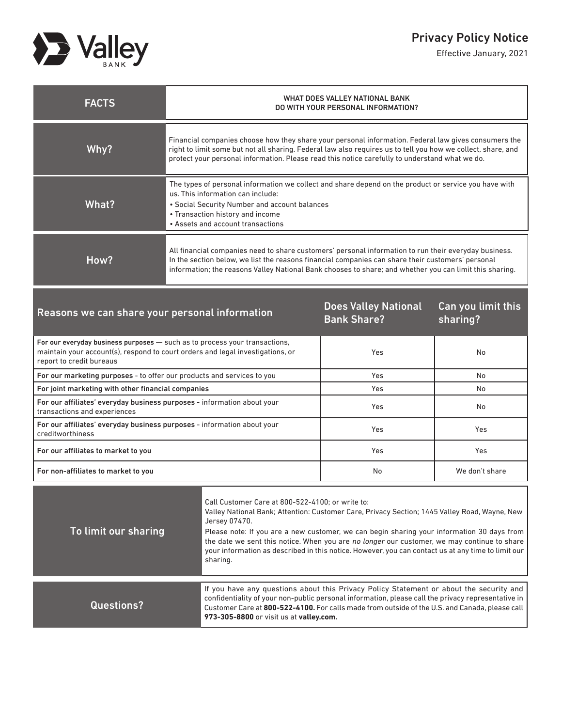Valley BANK

# Privacy Policy Notice

Effective January, 2021

| | |
|---|---|
| **FACTS** | **WHAT DOES VALLEY NATIONAL BANK DO WITH YOUR PERSONAL INFORMATION?** |
| **Why?** | Financial companies choose how they share your personal information. Federal law gives consumers the right to limit some but not all sharing. Federal law also requires us to tell you how we collect, share, and protect your personal information. Please read this notice carefully to understand what we do. |
| **What?** | The types of personal information we collect and share depend on the product or service you have with us. This information can include:<br>• Social Security Number and account balances<br>• Transaction history and income<br>• Assets and account transactions |
| **How?** | All financial companies need to share customers' personal information to run their everyday business. In the section below, we list the reasons financial companies can share their customers' personal information; the reasons Valley National Bank chooses to share; and whether you can limit this sharing. |

| Reasons we can share your personal information | Does Valley National Bank Share? | Can you limit this sharing? |
|---|---|---|
| **For our everyday business purposes** — such as to process your transactions, maintain your account(s), respond to court orders and legal investigations, or report to credit bureaus | Yes | No |
| **For our marketing purposes** - to offer our products and services to you | Yes | No |
| **For joint marketing with other financial companies** | Yes | No |
| **For our affiliates' everyday business purposes -** information about your transactions and experiences | Yes | No |
| **For our affiliates' everyday business purposes** - information about your creditworthiness | Yes | Yes |
| **For our affiliates to market to you** | Yes | Yes |
| **For non-affiliates to market to you** | No | We don't share |

| | |
|---|---|
| **To limit our sharing** | Call Customer Care at 800-522-4100; or write to:<br>Valley National Bank; Attention: Customer Care, Privacy Section; 1445 Valley Road, Wayne, New Jersey 07470.<br>Please note: If you are a new customer, we can begin sharing your information 30 days from the date we sent this notice. When you are *no longer* our customer, we may continue to share your information as described in this notice. However, you can contact us at any time to limit our sharing. |
| **Questions?** | If you have any questions about this Privacy Policy Statement or about the security and confidentiality of your non-public personal information, please call the privacy representative in Customer Care at **800-522-4100.** For calls made from outside of the U.S. and Canada, please call **973-305-8800** or visit us at **valley.com.** |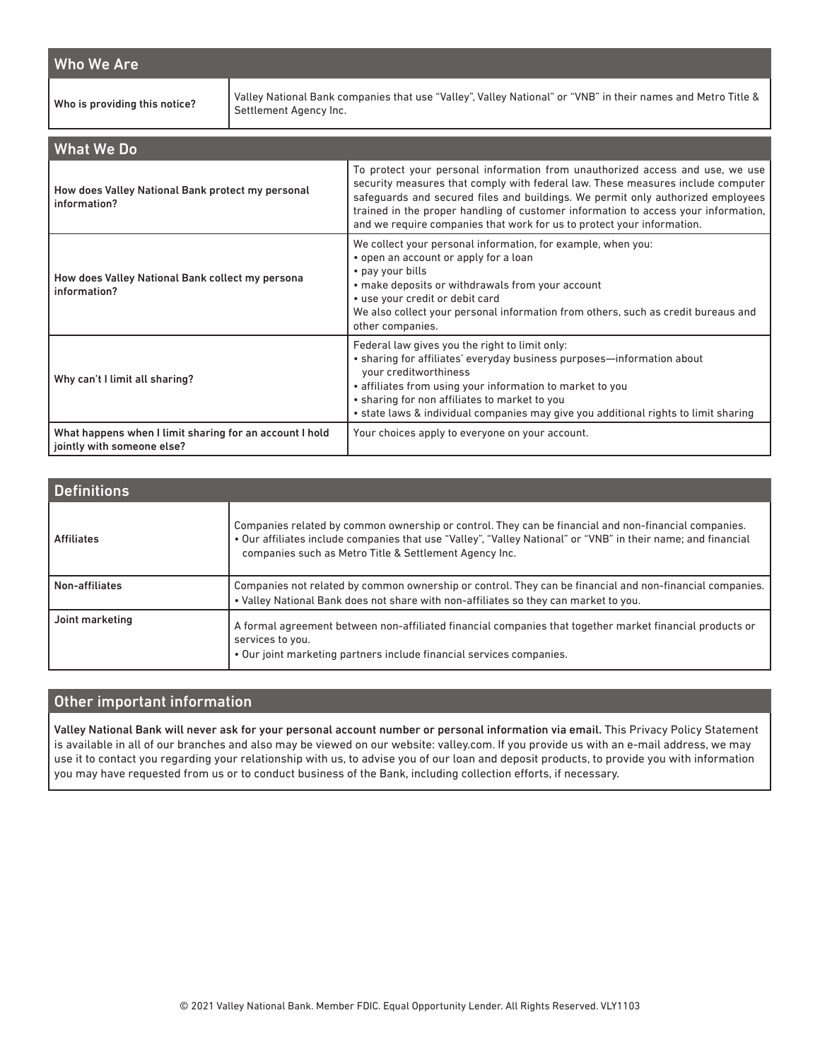## Who We Are

| | |
|---|---|
| Who is providing this notice? | Valley National Bank companies that use "Valley", Valley National" or "VNB" in their names and Metro Title & Settlement Agency Inc. |

## What We Do

| | |
|---|---|
| How does Valley National Bank protect my personal information? | To protect your personal information from unauthorized access and use, we use security measures that comply with federal law. These measures include computer safeguards and secured files and buildings. We permit only authorized employees trained in the proper handling of customer information to access your information, and we require companies that work for us to protect your information. |
| How does Valley National Bank collect my persona information? | We collect your personal information, for example, when you:<br>• open an account or apply for a loan<br>• pay your bills<br>• make deposits or withdrawals from your account<br>• use your credit or debit card<br>We also collect your personal information from others, such as credit bureaus and other companies. |
| Why can't I limit all sharing? | Federal law gives you the right to limit only:<br>• sharing for affiliates' everyday business purposes—information about your creditworthiness<br>• affiliates from using your information to market to you<br>• sharing for non affiliates to market to you<br>• state laws & individual companies may give you additional rights to limit sharing |
| What happens when I limit sharing for an account I hold jointly with someone else? | Your choices apply to everyone on your account. |

## Definitions

| | |
|---|---|
| Affiliates | Companies related by common ownership or control. They can be financial and non-financial companies.<br>• Our affiliates include companies that use "Valley", "Valley National" or "VNB" in their name; and financial companies such as Metro Title & Settlement Agency Inc. |
| Non-affiliates | Companies not related by common ownership or control. They can be financial and non-financial companies.<br>• Valley National Bank does not share with non-affiliates so they can market to you. |
| Joint marketing | A formal agreement between non-affiliated financial companies that together market financial products or services to you.<br>• Our joint marketing partners include financial services companies. |

## Other important information

**Valley National Bank will never ask for your personal account number or personal information via email.** This Privacy Policy Statement is available in all of our branches and also may be viewed on our website: valley.com. If you provide us with an e-mail address, we may use it to contact you regarding your relationship with us, to advise you of our loan and deposit products, to provide you with information you may have requested from us or to conduct business of the Bank, including collection efforts, if necessary.

© 2021 Valley National Bank. Member FDIC. Equal Opportunity Lender. All Rights Reserved. VLY1103